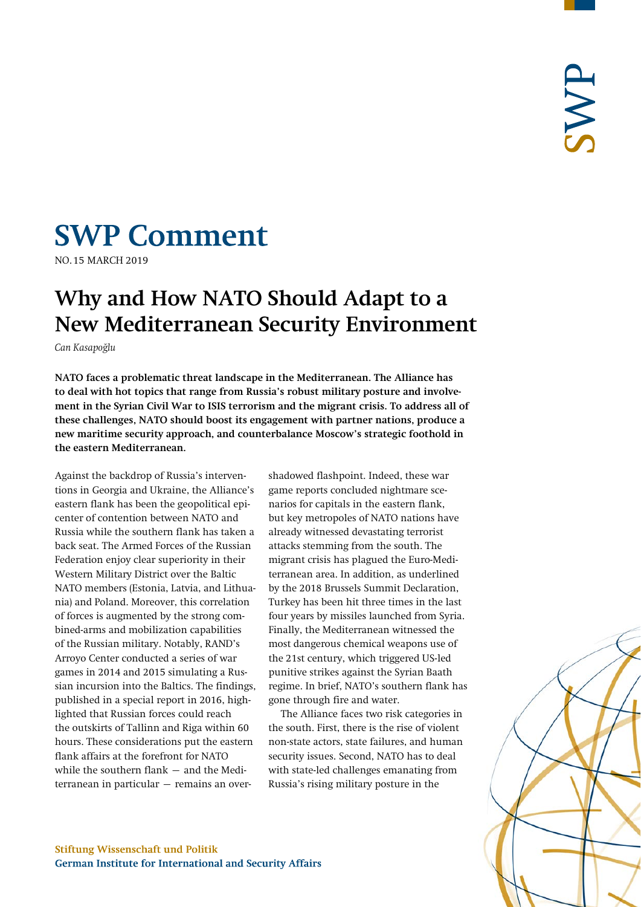# SWP Comment

NO. 15 MARCH 2019

## Why and How NATO Should Adapt to a New Mediterranean Security Environment

*Can Kasapoğlu*

**NATO faces a problematic threat landscape in the Mediterranean. The Alliance has to deal with hot topics that range from Russia's robust military posture and involvement in the Syrian Civil War to ISIS terrorism and the migrant crisis. To address all of these challenges, NATO should boost its engagement with partner nations, produce a new maritime security approach, and counterbalance Moscow's strategic foothold in the eastern Mediterranean.**

Against the backdrop of Russia's interventions in Georgia and Ukraine, the Alliance's eastern flank has been the geopolitical epicenter of contention between NATO and Russia while the southern flank has taken a back seat. The Armed Forces of the Russian Federation enjoy clear superiority in their Western Military District over the Baltic NATO members (Estonia, Latvia, and Lithuania) and Poland. Moreover, this correlation of forces is augmented by the strong combined-arms and mobilization capabilities of the Russian military. Notably, RAND's Arroyo Center conducted a series of war games in 2014 and 2015 simulating a Russian incursion into the Baltics. The findings, published in a special report in 2016, highlighted that Russian forces could reach the outskirts of Tallinn and Riga within 60 hours. These considerations put the eastern flank affairs at the forefront for NATO while the southern flank — and the Mediterranean in particular — remains an overshadowed flashpoint. Indeed, these war game reports concluded nightmare scenarios for capitals in the eastern flank, but key metropoles of NATO nations have already witnessed devastating terrorist attacks stemming from the south. The migrant crisis has plagued the Euro-Mediterranean area. In addition, as underlined by the 2018 Brussels Summit Declaration, Turkey has been hit three times in the last four years by missiles launched from Syria. Finally, the Mediterranean witnessed the most dangerous chemical weapons use of the 21st century, which triggered US-led punitive strikes against the Syrian Baath regime. In brief, NATO's southern flank has gone through fire and water.

The Alliance faces two risk categories in the south. First, there is the rise of violent non-state actors, state failures, and human security issues. Second, NATO has to deal with state-led challenges emanating from Russia's rising military posture in the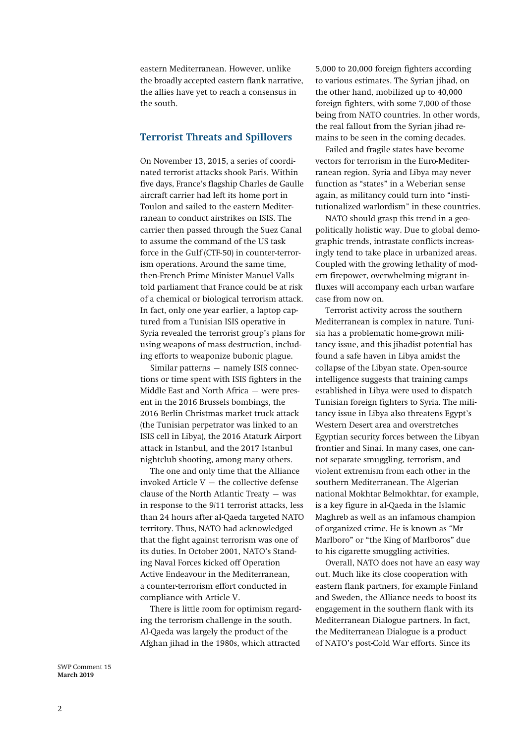eastern Mediterranean. However, unlike the broadly accepted eastern flank narrative, the allies have yet to reach a consensus in the south.

## Terrorist Threats and Spillovers

On November 13, 2015, a series of coordinated terrorist attacks shook Paris. Within five days, France's flagship Charles de Gaulle aircraft carrier had left its home port in Toulon and sailed to the eastern Mediterranean to conduct airstrikes on ISIS. The carrier then passed through the Suez Canal to assume the command of the US task force in the Gulf (CTF-50) in counter-terrorism operations. Around the same time, then-French Prime Minister Manuel Valls told parliament that France could be at risk of a chemical or biological terrorism attack. In fact, only one year earlier, a laptop captured from a Tunisian ISIS operative in Syria revealed the terrorist group's plans for using weapons of mass destruction, including efforts to weaponize bubonic plague.

Similar patterns — namely ISIS connections or time spent with ISIS fighters in the Middle East and North Africa — were present in the 2016 Brussels bombings, the 2016 Berlin Christmas market truck attack (the Tunisian perpetrator was linked to an ISIS cell in Libya), the 2016 Ataturk Airport attack in Istanbul, and the 2017 Istanbul nightclub shooting, among many others.

The one and only time that the Alliance invoked Article V — the collective defense clause of the North Atlantic Treaty — was in response to the 9/11 terrorist attacks, less than 24 hours after al-Qaeda targeted NATO territory. Thus, NATO had acknowledged that the fight against terrorism was one of its duties. In October 2001, NATO's Standing Naval Forces kicked off Operation Active Endeavour in the Mediterranean, a counter-terrorism effort conducted in compliance with Article V.

There is little room for optimism regarding the terrorism challenge in the south. Al-Qaeda was largely the product of the Afghan jihad in the 1980s, which attracted 5,000 to 20,000 foreign fighters according to various estimates. The Syrian jihad, on the other hand, mobilized up to 40,000 foreign fighters, with some 7,000 of those being from NATO countries. In other words, the real fallout from the Syrian jihad remains to be seen in the coming decades.

Failed and fragile states have become vectors for terrorism in the Euro-Mediterranean region. Syria and Libya may never function as "states" in a Weberian sense again, as militancy could turn into "institutionalized warlordism" in these countries.

NATO should grasp this trend in a geopolitically holistic way. Due to global demographic trends, intrastate conflicts increasingly tend to take place in urbanized areas. Coupled with the growing lethality of modern firepower, overwhelming migrant influxes will accompany each urban warfare case from now on.

Terrorist activity across the southern Mediterranean is complex in nature. Tunisia has a problematic home-grown militancy issue, and this jihadist potential has found a safe haven in Libya amidst the collapse of the Libyan state. Open-source intelligence suggests that training camps established in Libya were used to dispatch Tunisian foreign fighters to Syria. The militancy issue in Libya also threatens Egypt's Western Desert area and overstretches Egyptian security forces between the Libyan frontier and Sinai. In many cases, one cannot separate smuggling, terrorism, and violent extremism from each other in the southern Mediterranean. The Algerian national Mokhtar Belmokhtar, for example, is a key figure in al-Qaeda in the Islamic Maghreb as well as an infamous champion of organized crime. He is known as "Mr Marlboro" or "the King of Marlboros" due to his cigarette smuggling activities.

Overall, NATO does not have an easy way out. Much like its close cooperation with eastern flank partners, for example Finland and Sweden, the Alliance needs to boost its engagement in the southern flank with its Mediterranean Dialogue partners. In fact, the Mediterranean Dialogue is a product of NATO's post-Cold War efforts. Since its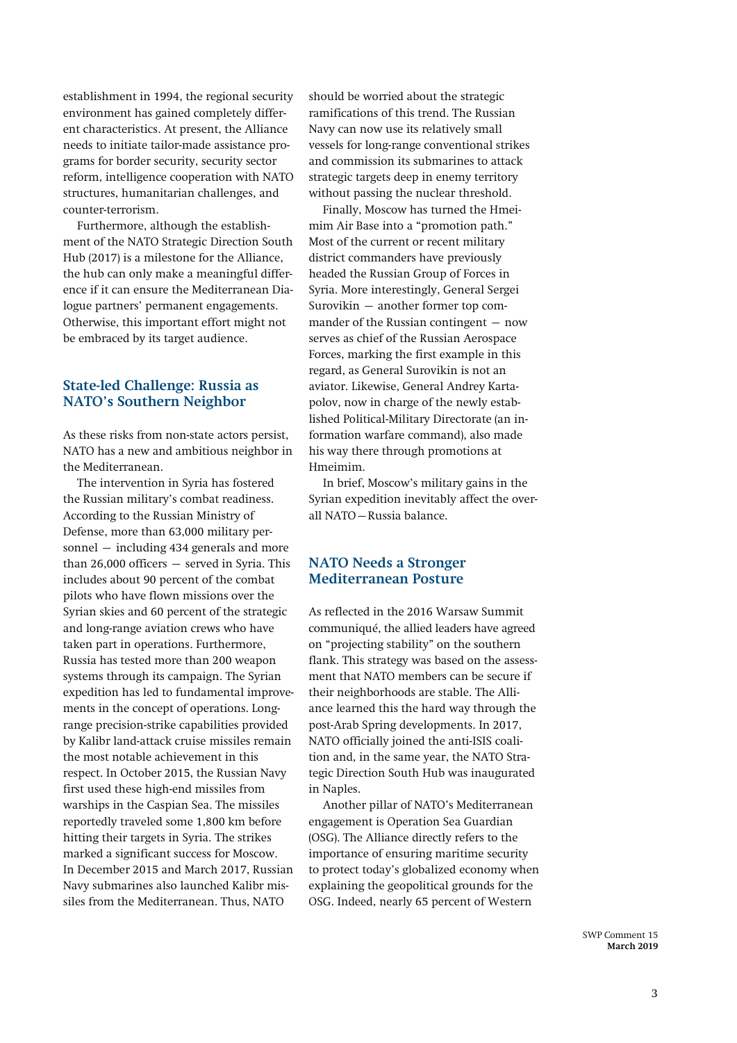establishment in 1994, the regional security environment has gained completely different characteristics. At present, the Alliance needs to initiate tailor-made assistance programs for border security, security sector reform, intelligence cooperation with NATO structures, humanitarian challenges, and counter-terrorism.

Furthermore, although the establishment of the NATO Strategic Direction South Hub (2017) is a milestone for the Alliance, the hub can only make a meaningful difference if it can ensure the Mediterranean Dialogue partners' permanent engagements. Otherwise, this important effort might not be embraced by its target audience.

## State-led Challenge: Russia as NATO's Southern Neighbor

As these risks from non-state actors persist, NATO has a new and ambitious neighbor in the Mediterranean.

The intervention in Syria has fostered the Russian military's combat readiness. According to the Russian Ministry of Defense, more than 63,000 military personnel — including 434 generals and more than 26,000 officers — served in Syria. This includes about 90 percent of the combat pilots who have flown missions over the Syrian skies and 60 percent of the strategic and long-range aviation crews who have taken part in operations. Furthermore, Russia has tested more than 200 weapon systems through its campaign. The Syrian expedition has led to fundamental improvements in the concept of operations. Long-range precision-strike capabilities provided by Kalibr land-attack cruise missiles remain the most notable achievement in this respect. In October 2015, the Russian Navy first used these high-end missiles from warships in the Caspian Sea. The missiles reportedly traveled some 1,800 km before hitting their targets in Syria. The strikes marked a significant success for Moscow. In December 2015 and March 2017, Russian Navy submarines also launched Kalibr missiles from the Mediterranean. Thus, NATO should be worried about the strategic ramifications of this trend. The Russian Navy can now use its relatively small vessels for long-range conventional strikes and commission its submarines to attack strategic targets deep in enemy territory without passing the nuclear threshold.

Finally, Moscow has turned the Hmeimim Air Base into a "promotion path." Most of the current or recent military district commanders have previously headed the Russian Group of Forces in Syria. More interestingly, General Sergei Surovikin — another former top commander of the Russian contingent — now serves as chief of the Russian Aerospace Forces, marking the first example in this regard, as General Surovikin is not an aviator. Likewise, General Andrey Kartapolov, now in charge of the newly established Political-Military Directorate (an information warfare command), also made his way there through promotions at Hmeimim.

In brief, Moscow's military gains in the Syrian expedition inevitably affect the overall NATO—Russia balance.

## NATO Needs a Stronger Mediterranean Posture

As reflected in the 2016 Warsaw Summit communiqué, the allied leaders have agreed on "projecting stability" on the southern flank. This strategy was based on the assessment that NATO members can be secure if their neighborhoods are stable. The Alliance learned this the hard way through the post-Arab Spring developments. In 2017, NATO officially joined the anti-ISIS coalition and, in the same year, the NATO Strategic Direction South Hub was inaugurated in Naples.

Another pillar of NATO's Mediterranean engagement is Operation Sea Guardian (OSG). The Alliance directly refers to the importance of ensuring maritime security to protect today's globalized economy when explaining the geopolitical grounds for the OSG. Indeed, nearly 65 percent of Western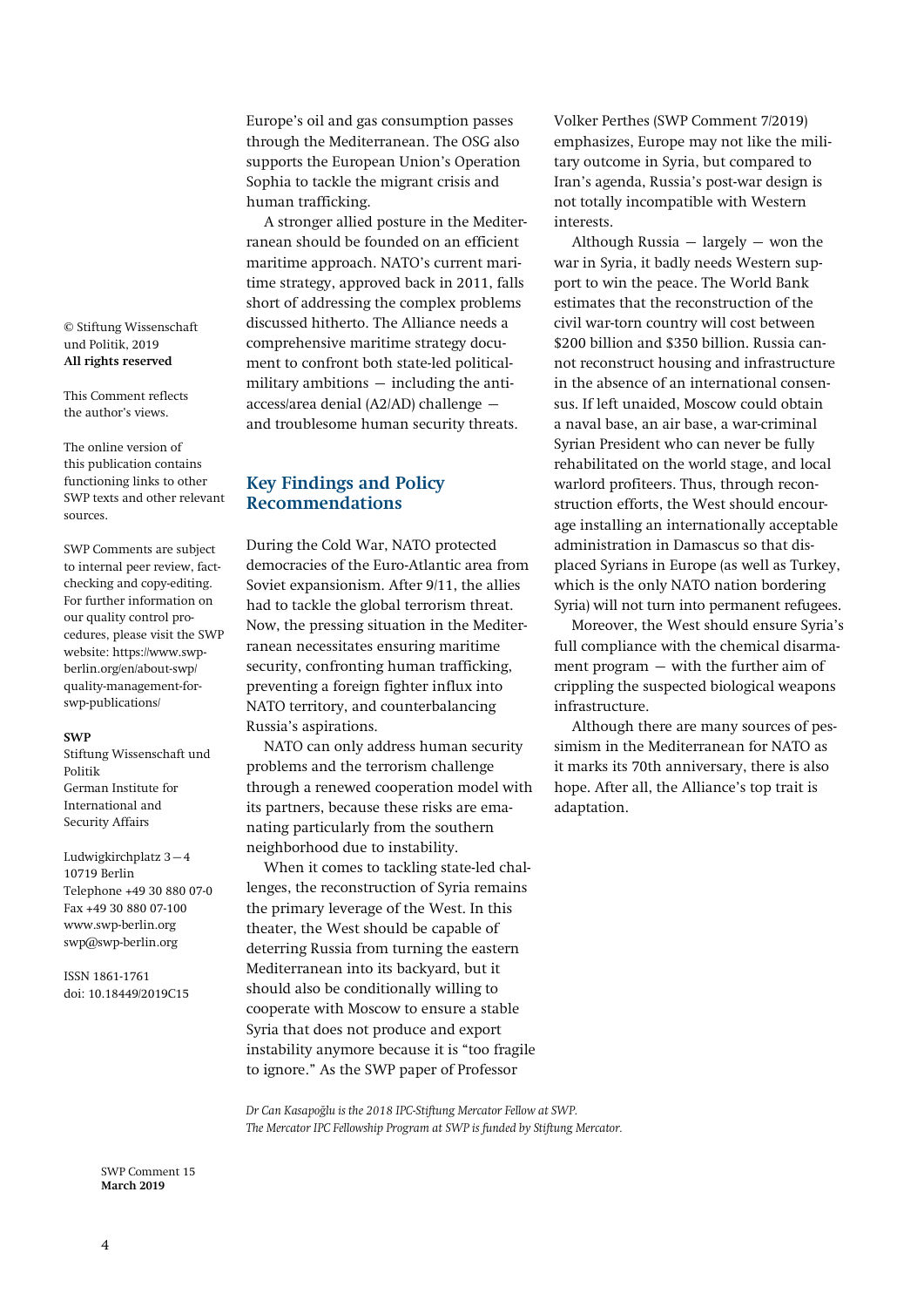Europe's oil and gas consumption passes through the Mediterranean. The OSG also supports the European Union's Operation Sophia to tackle the migrant crisis and human trafficking.

A stronger allied posture in the Mediterranean should be founded on an efficient maritime approach. NATO's current maritime strategy, approved back in 2011, falls short of addressing the complex problems discussed hitherto. The Alliance needs a comprehensive maritime strategy document to confront both state-led political-military ambitions — including the anti-access/area denial (A2/AD) challenge — and troublesome human security threats.

## Key Findings and Policy Recommendations

During the Cold War, NATO protected democracies of the Euro-Atlantic area from Soviet expansionism. After 9/11, the allies had to tackle the global terrorism threat. Now, the pressing situation in the Mediterranean necessitates ensuring maritime security, confronting human trafficking, preventing a foreign fighter influx into NATO territory, and counterbalancing Russia's aspirations.

NATO can only address human security problems and the terrorism challenge through a renewed cooperation model with its partners, because these risks are emanating particularly from the southern neighborhood due to instability.

When it comes to tackling state-led challenges, the reconstruction of Syria remains the primary leverage of the West. In this theater, the West should be capable of deterring Russia from turning the eastern Mediterranean into its backyard, but it should also be conditionally willing to cooperate with Moscow to ensure a stable Syria that does not produce and export instability anymore because it is "too fragile to ignore." As the SWP paper of Professor Volker Perthes (SWP Comment 7/2019) emphasizes, Europe may not like the military outcome in Syria, but compared to Iran's agenda, Russia's post-war design is not totally incompatible with Western interests.

Although Russia — largely — won the war in Syria, it badly needs Western support to win the peace. The World Bank estimates that the reconstruction of the civil war-torn country will cost between $200 billion and $350 billion. Russia cannot reconstruct housing and infrastructure in the absence of an international consensus. If left unaided, Moscow could obtain a naval base, an air base, a war-criminal Syrian President who can never be fully rehabilitated on the world stage, and local warlord profiteers. Thus, through reconstruction efforts, the West should encourage installing an internationally acceptable administration in Damascus so that displaced Syrians in Europe (as well as Turkey, which is the only NATO nation bordering Syria) will not turn into permanent refugees.

Moreover, the West should ensure Syria's full compliance with the chemical disarmament program — with the further aim of crippling the suspected biological weapons infrastructure.

Although there are many sources of pessimism in the Mediterranean for NATO as it marks its 70th anniversary, there is also hope. After all, the Alliance's top trait is adaptation.

*Dr Can Kasapoğlu is the 2018 IPC-Stiftung Mercator Fellow at SWP.*
*The Mercator IPC Fellowship Program at SWP is funded by Stiftung Mercator.*

© Stiftung Wissenschaft und Politik, 2019
**All rights reserved**

This Comment reflects the author's views.

The online version of this publication contains functioning links to other SWP texts and other relevant sources.

SWP Comments are subject to internal peer review, fact-checking and copy-editing. For further information on our quality control procedures, please visit the SWP website: https://www.swp-berlin.org/en/about-swp/quality-management-for-swp-publications/

**SWP**
Stiftung Wissenschaft und Politik
German Institute for International and Security Affairs

Ludwigkirchplatz 3—4
10719 Berlin
Telephone +49 30 880 07-0
Fax +49 30 880 07-100
www.swp-berlin.org
swp@swp-berlin.org

ISSN 1861-1761
doi: 10.18449/2019C15